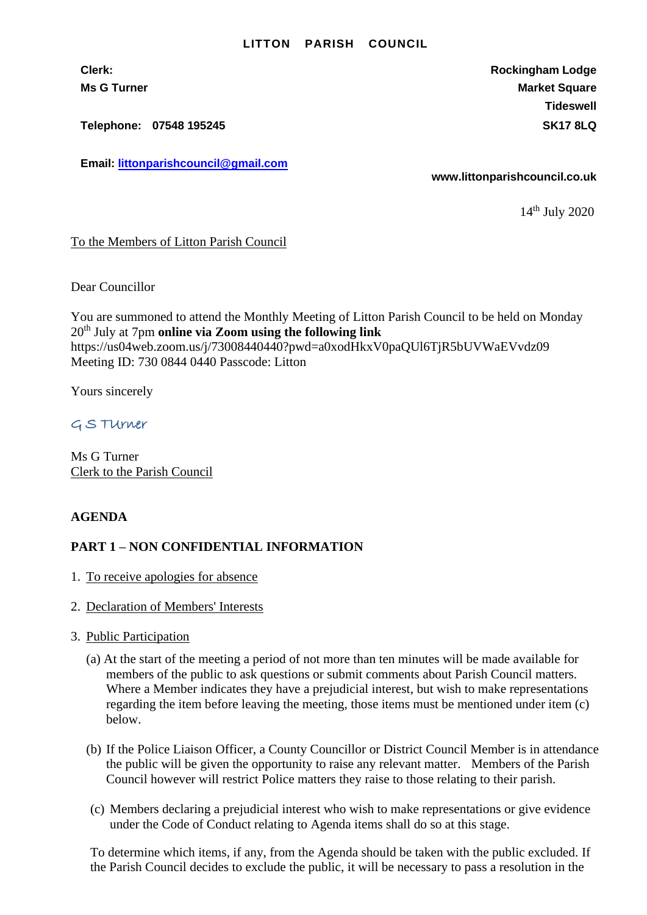# LITTON PARISH COUNCIL

**Clerk:**
**Ms G Turner**

**Telephone: 07548 195245**

**Email: littonparishcouncil@gmail.com**

**Rockingham Lodge**
**Market Square**
**Tideswell**
**SK17 8LQ**

**www.littonparishcouncil.co.uk**

14th July 2020

To the Members of Litton Parish Council

Dear Councillor

You are summoned to attend the Monthly Meeting of Litton Parish Council to be held on Monday 20th July at 7pm **online via Zoom using the following link**
https://us04web.zoom.us/j/73008440440?pwd=a0xodHkxV0paQUl6TjR5bUVWaEVvdz09
Meeting ID: 730 0844 0440 Passcode: Litton

Yours sincerely

G S Turner

Ms G Turner
Clerk to the Parish Council

**AGENDA**

**PART 1 – NON CONFIDENTIAL INFORMATION**

1. To receive apologies for absence

2. Declaration of Members' Interests

3. Public Participation

   (a) At the start of the meeting a period of not more than ten minutes will be made available for members of the public to ask questions or submit comments about Parish Council matters. Where a Member indicates they have a prejudicial interest, but wish to make representations regarding the item before leaving the meeting, those items must be mentioned under item (c) below.

   (b) If the Police Liaison Officer, a County Councillor or District Council Member is in attendance the public will be given the opportunity to raise any relevant matter. Members of the Parish Council however will restrict Police matters they raise to those relating to their parish.

   (c) Members declaring a prejudicial interest who wish to make representations or give evidence under the Code of Conduct relating to Agenda items shall do so at this stage.

   To determine which items, if any, from the Agenda should be taken with the public excluded. If the Parish Council decides to exclude the public, it will be necessary to pass a resolution in the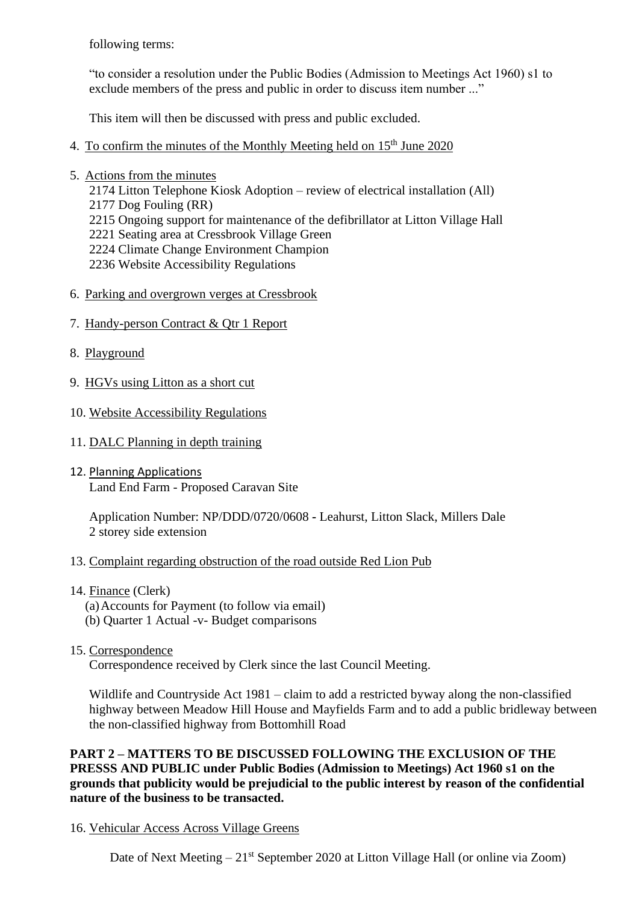following terms:

"to consider a resolution under the Public Bodies (Admission to Meetings Act 1960) s1 to exclude members of the press and public in order to discuss item number ..."

This item will then be discussed with press and public excluded.

4. To confirm the minutes of the Monthly Meeting held on 15th June 2020

5. Actions from the minutes
   2174 Litton Telephone Kiosk Adoption – review of electrical installation (All)
   2177 Dog Fouling (RR)
   2215 Ongoing support for maintenance of the defibrillator at Litton Village Hall
   2221 Seating area at Cressbrook Village Green
   2224 Climate Change Environment Champion
   2236 Website Accessibility Regulations

6. Parking and overgrown verges at Cressbrook

7. Handy-person Contract & Qtr 1 Report

8. Playground

9. HGVs using Litton as a short cut

10. Website Accessibility Regulations

11. DALC Planning in depth training

12. Planning Applications
    Land End Farm - Proposed Caravan Site

    Application Number: NP/DDD/0720/0608 - Leahurst, Litton Slack, Millers Dale
    2 storey side extension

13. Complaint regarding obstruction of the road outside Red Lion Pub

14. Finance (Clerk)
    (a) Accounts for Payment (to follow via email)
    (b) Quarter 1 Actual -v- Budget comparisons

15. Correspondence
    Correspondence received by Clerk since the last Council Meeting.

    Wildlife and Countryside Act 1981 – claim to add a restricted byway along the non-classified highway between Meadow Hill House and Mayfields Farm and to add a public bridleway between the non-classified highway from Bottomhill Road

**PART 2 – MATTERS TO BE DISCUSSED FOLLOWING THE EXCLUSION OF THE PRESSS AND PUBLIC under Public Bodies (Admission to Meetings) Act 1960 s1 on the grounds that publicity would be prejudicial to the public interest by reason of the confidential nature of the business to be transacted.**

16. Vehicular Access Across Village Greens

Date of Next Meeting – 21st September 2020 at Litton Village Hall (or online via Zoom)